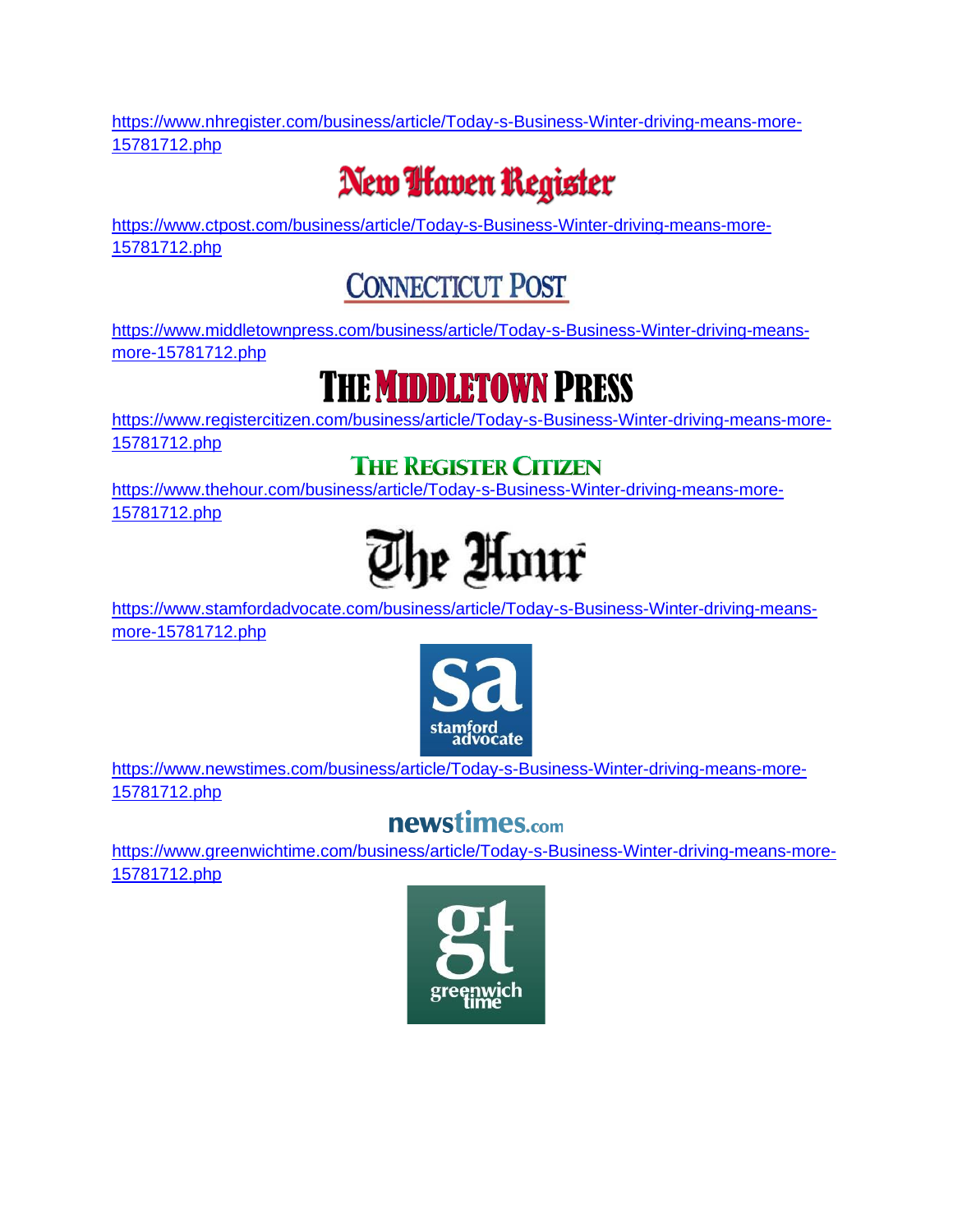https://www.nhregister.com/business/article/Today-s-Business-Winter-driving-means-more-15781712.php

New Haven Register

https://www.ctpost.com/business/article/Today-s-Business-Winter-driving-means-more-15781712.php

CONNECTICUT POST

https://www.middletownpress.com/business/article/Today-s-Business-Winter-driving-means-more-15781712.php

THE MIDDLETOWN PRESS

https://www.registercitizen.com/business/article/Today-s-Business-Winter-driving-means-more-15781712.php

THE REGISTER CITIZEN

https://www.thehour.com/business/article/Today-s-Business-Winter-driving-means-more-15781712.php

The Hour

https://www.stamfordadvocate.com/business/article/Today-s-Business-Winter-driving-means-more-15781712.php

sa stamford advocate

https://www.newstimes.com/business/article/Today-s-Business-Winter-driving-means-more-15781712.php

newstimes.com

https://www.greenwichtime.com/business/article/Today-s-Business-Winter-driving-means-more-15781712.php

gt greenwich time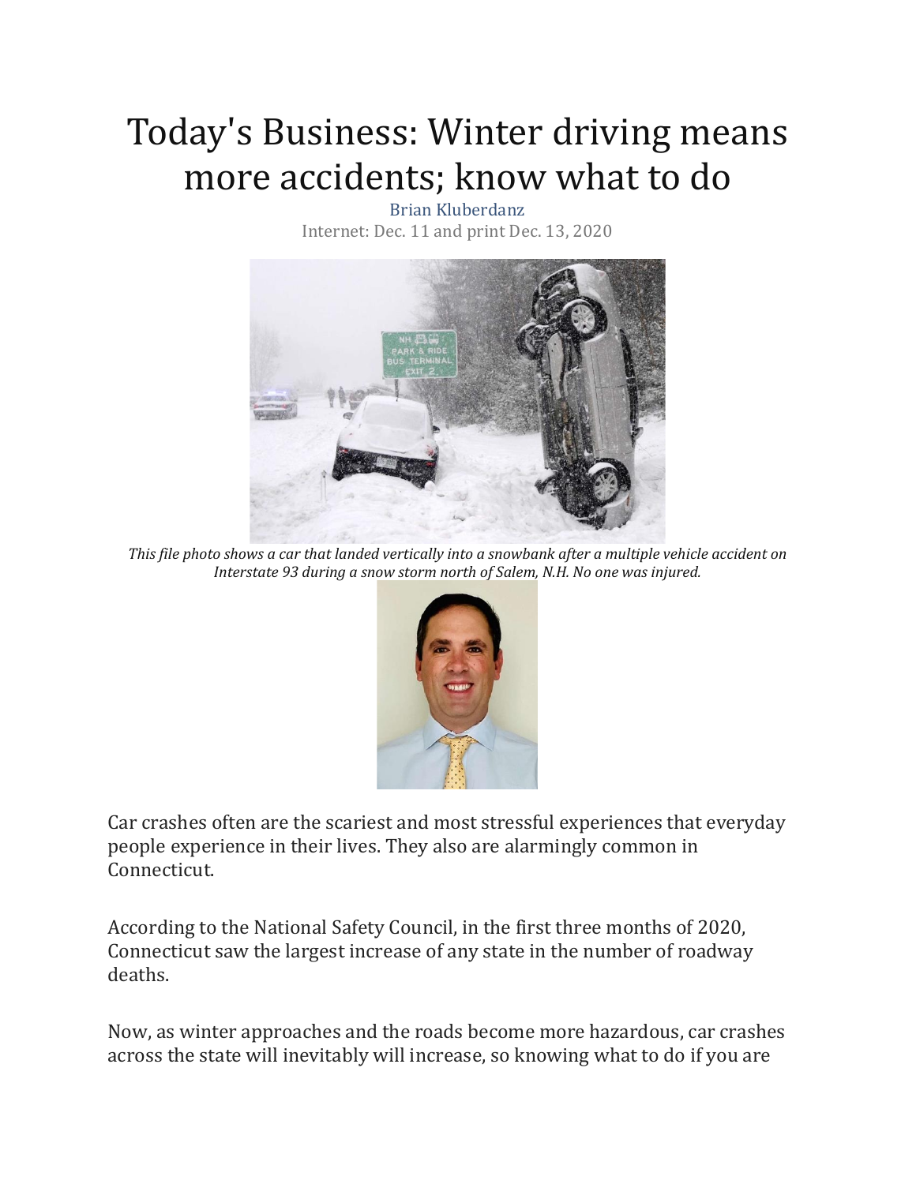# Today's Business: Winter driving means more accidents; know what to do

Brian Kluberdanz

Internet: Dec. 11 and print Dec. 13, 2020

*This file photo shows a car that landed vertically into a snowbank after a multiple vehicle accident on Interstate 93 during a snow storm north of Salem, N.H. No one was injured.*

Car crashes often are the scariest and most stressful experiences that everyday people experience in their lives. They also are alarmingly common in Connecticut.

According to the National Safety Council, in the first three months of 2020, Connecticut saw the largest increase of any state in the number of roadway deaths.

Now, as winter approaches and the roads become more hazardous, car crashes across the state will inevitably will increase, so knowing what to do if you are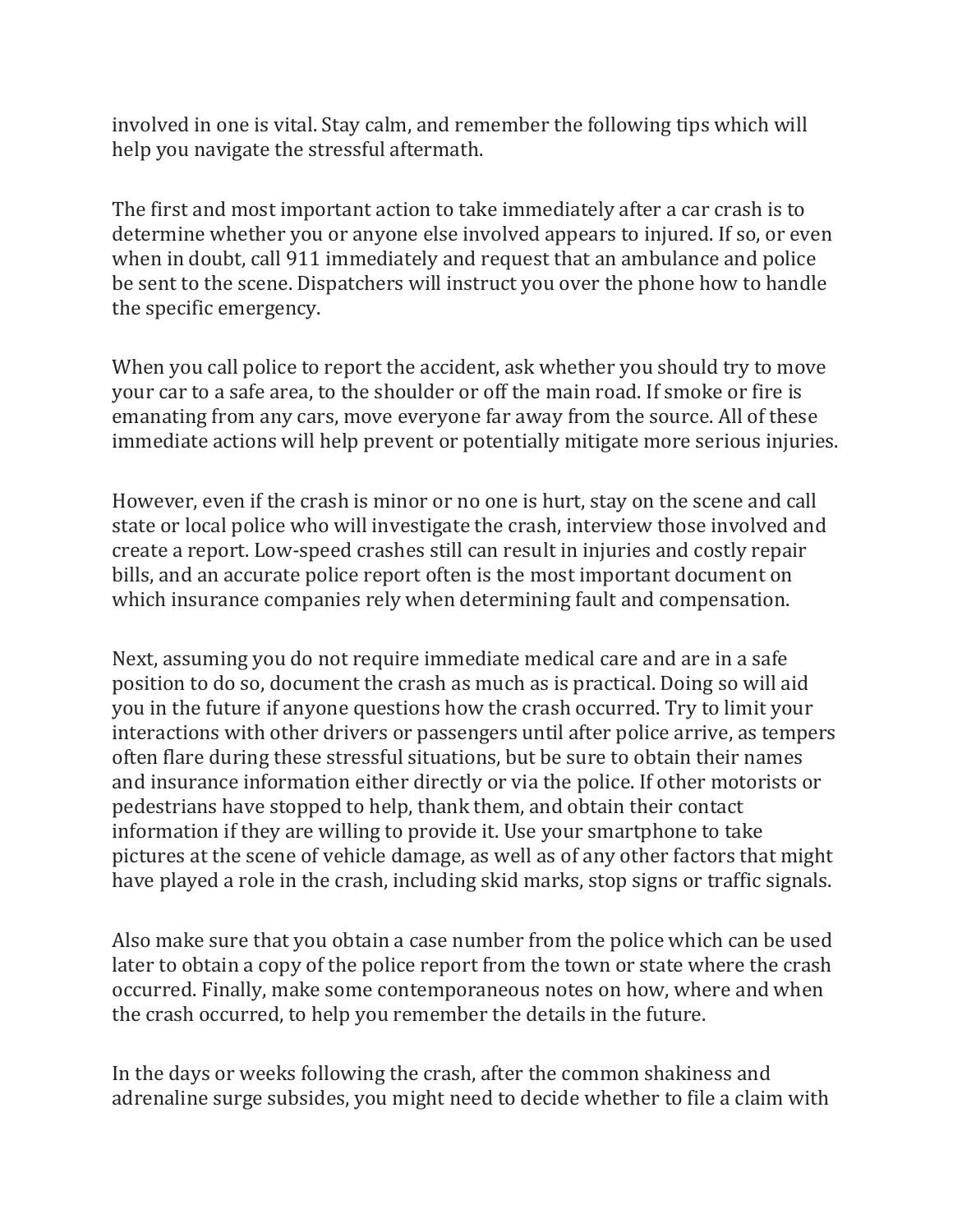involved in one is vital. Stay calm, and remember the following tips which will help you navigate the stressful aftermath.

The first and most important action to take immediately after a car crash is to determine whether you or anyone else involved appears to injured. If so, or even when in doubt, call 911 immediately and request that an ambulance and police be sent to the scene. Dispatchers will instruct you over the phone how to handle the specific emergency.

When you call police to report the accident, ask whether you should try to move your car to a safe area, to the shoulder or off the main road. If smoke or fire is emanating from any cars, move everyone far away from the source. All of these immediate actions will help prevent or potentially mitigate more serious injuries.

However, even if the crash is minor or no one is hurt, stay on the scene and call state or local police who will investigate the crash, interview those involved and create a report. Low-speed crashes still can result in injuries and costly repair bills, and an accurate police report often is the most important document on which insurance companies rely when determining fault and compensation.

Next, assuming you do not require immediate medical care and are in a safe position to do so, document the crash as much as is practical. Doing so will aid you in the future if anyone questions how the crash occurred. Try to limit your interactions with other drivers or passengers until after police arrive, as tempers often flare during these stressful situations, but be sure to obtain their names and insurance information either directly or via the police. If other motorists or pedestrians have stopped to help, thank them, and obtain their contact information if they are willing to provide it. Use your smartphone to take pictures at the scene of vehicle damage, as well as of any other factors that might have played a role in the crash, including skid marks, stop signs or traffic signals.

Also make sure that you obtain a case number from the police which can be used later to obtain a copy of the police report from the town or state where the crash occurred. Finally, make some contemporaneous notes on how, where and when the crash occurred, to help you remember the details in the future.

In the days or weeks following the crash, after the common shakiness and adrenaline surge subsides, you might need to decide whether to file a claim with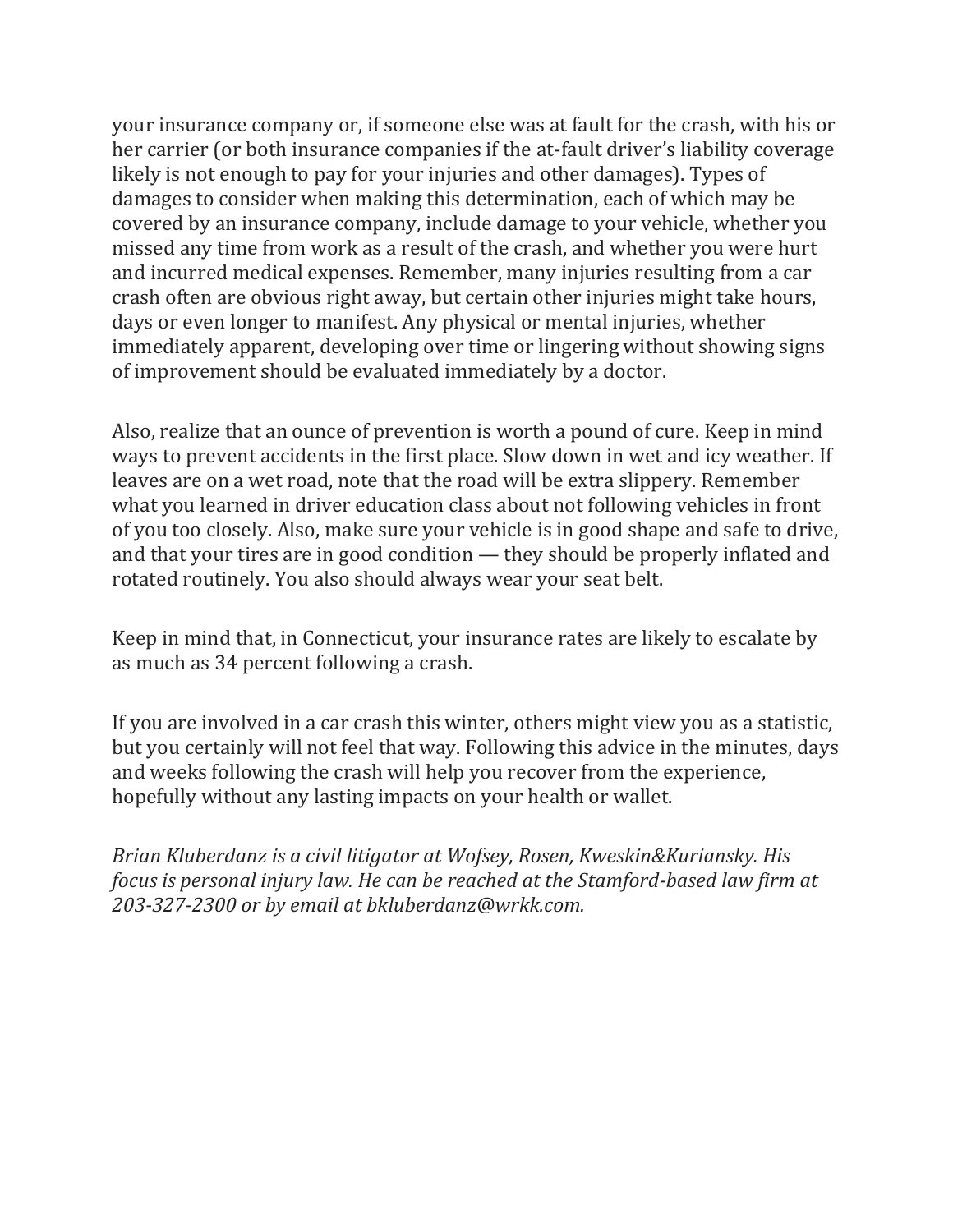your insurance company or, if someone else was at fault for the crash, with his or her carrier (or both insurance companies if the at-fault driver's liability coverage likely is not enough to pay for your injuries and other damages). Types of damages to consider when making this determination, each of which may be covered by an insurance company, include damage to your vehicle, whether you missed any time from work as a result of the crash, and whether you were hurt and incurred medical expenses. Remember, many injuries resulting from a car crash often are obvious right away, but certain other injuries might take hours, days or even longer to manifest. Any physical or mental injuries, whether immediately apparent, developing over time or lingering without showing signs of improvement should be evaluated immediately by a doctor.

Also, realize that an ounce of prevention is worth a pound of cure. Keep in mind ways to prevent accidents in the first place. Slow down in wet and icy weather. If leaves are on a wet road, note that the road will be extra slippery. Remember what you learned in driver education class about not following vehicles in front of you too closely. Also, make sure your vehicle is in good shape and safe to drive, and that your tires are in good condition — they should be properly inflated and rotated routinely. You also should always wear your seat belt.

Keep in mind that, in Connecticut, your insurance rates are likely to escalate by as much as 34 percent following a crash.

If you are involved in a car crash this winter, others might view you as a statistic, but you certainly will not feel that way. Following this advice in the minutes, days and weeks following the crash will help you recover from the experience, hopefully without any lasting impacts on your health or wallet.

*Brian Kluberdanz is a civil litigator at Wofsey, Rosen, Kweskin&Kuriansky. His focus is personal injury law. He can be reached at the Stamford-based law firm at 203-327-2300 or by email at bkluberdanz@wrkk.com.*